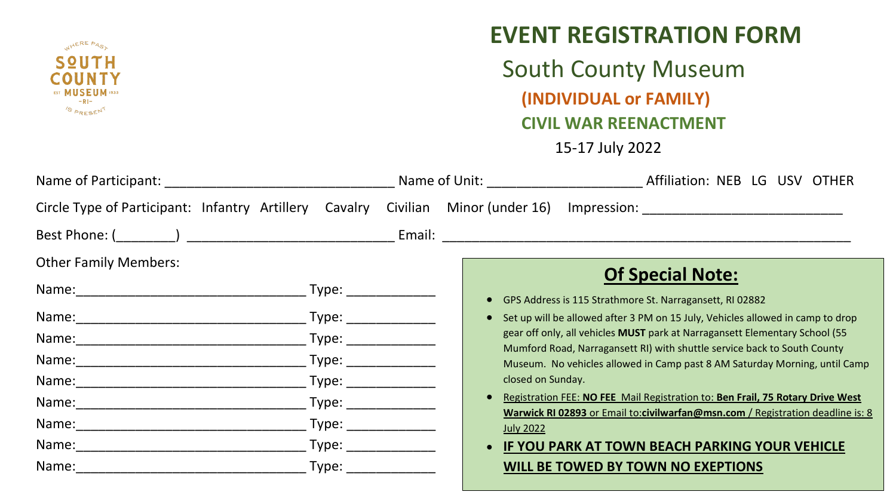# EVENT REGISTRATION FORM

## South County Museum

### (INDIVIDUAL or FAMILY)

### CIVIL WAR REENACTMENT

15-17 July 2022

Name of Participant: ______________________________ Name of Unit: ____________________ Affiliation: NEB LG USV OTHER

Circle Type of Participant: Infantry Artillery Cavalry Civilian Minor (under 16) Impression: _________________________

Best Phone: (________) __________________________ Email: ____________________________________________________

Other Family Members:

Name:______________________________ Type: ___________

Name:______________________________ Type: ___________

Name:______________________________ Type: ___________

Name:______________________________ Type: ___________

Name:______________________________ Type: ___________

Name:______________________________ Type: ___________

Name:______________________________ Type: ___________

Name:______________________________ Type: ___________

Name:______________________________ Type: ___________

## Of Special Note:

- GPS Address is 115 Strathmore St. Narragansett, RI 02882
- Set up will be allowed after 3 PM on 15 July, Vehicles allowed in camp to drop gear off only, all vehicles **MUST** park at Narragansett Elementary School (55 Mumford Road, Narragansett RI) with shuttle service back to South County Museum. No vehicles allowed in Camp past 8 AM Saturday Morning, until Camp closed on Sunday.
- Registration FEE: **NO FEE** Mail Registration to: **Ben Frail, 75 Rotary Drive West Warwick RI 02893** or Email to:**civilwarfan@msn.com** / Registration deadline is: 8 July 2022
- **IF YOU PARK AT TOWN BEACH PARKING YOUR VEHICLE WILL BE TOWED BY TOWN NO EXEPTIONS**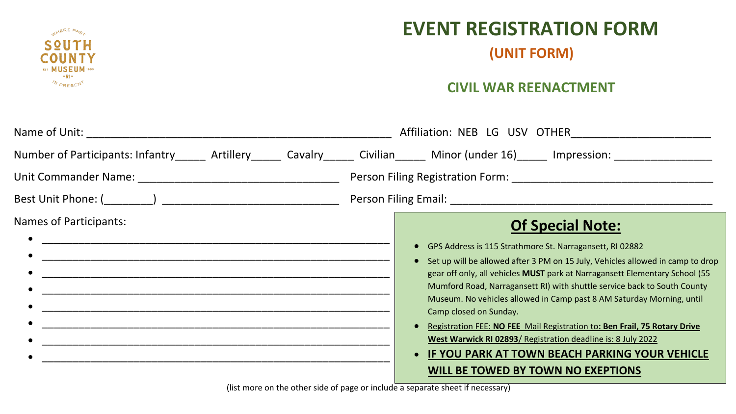WHERE PAST SOUTH COUNTY MUSEUM EST 1933 -RI- IS PRESENT

# EVENT REGISTRATION FORM

## (UNIT FORM)

## CIVIL WAR REENACTMENT

Name of Unit: ______________________________________________ Affiliation: NEB LG USV OTHER______________________

Number of Participants: Infantry_____ Artillery_____ Cavalry_____ Civilian_____ Minor (under 16)_____ Impression: _______________

Unit Commander Name: _______________________________ Person Filing Registration Form: _______________________________

Best Unit Phone: (________) ____________________________ Person Filing Email: __________________________________________

Names of Participants:

- ______________________________________________________
- ______________________________________________________
- ______________________________________________________
- ______________________________________________________
- ______________________________________________________
- ______________________________________________________
- ______________________________________________________
- ______________________________________________________

(list more on the other side of page or include a separate sheet if necessary)

## Of Special Note:

- GPS Address is 115 Strathmore St. Narragansett, RI 02882
- Set up will be allowed after 3 PM on 15 July, Vehicles allowed in camp to drop gear off only, all vehicles **MUST** park at Narragansett Elementary School (55 Mumford Road, Narragansett RI) with shuttle service back to South County Museum. No vehicles allowed in Camp past 8 AM Saturday Morning, until Camp closed on Sunday.
- Registration FEE: **NO FEE** Mail Registration to**: Ben Frail, 75 Rotary Drive West Warwick RI 02893**/ Registration deadline is: 8 July 2022
- **IF YOU PARK AT TOWN BEACH PARKING YOUR VEHICLE WILL BE TOWED BY TOWN NO EXEPTIONS**